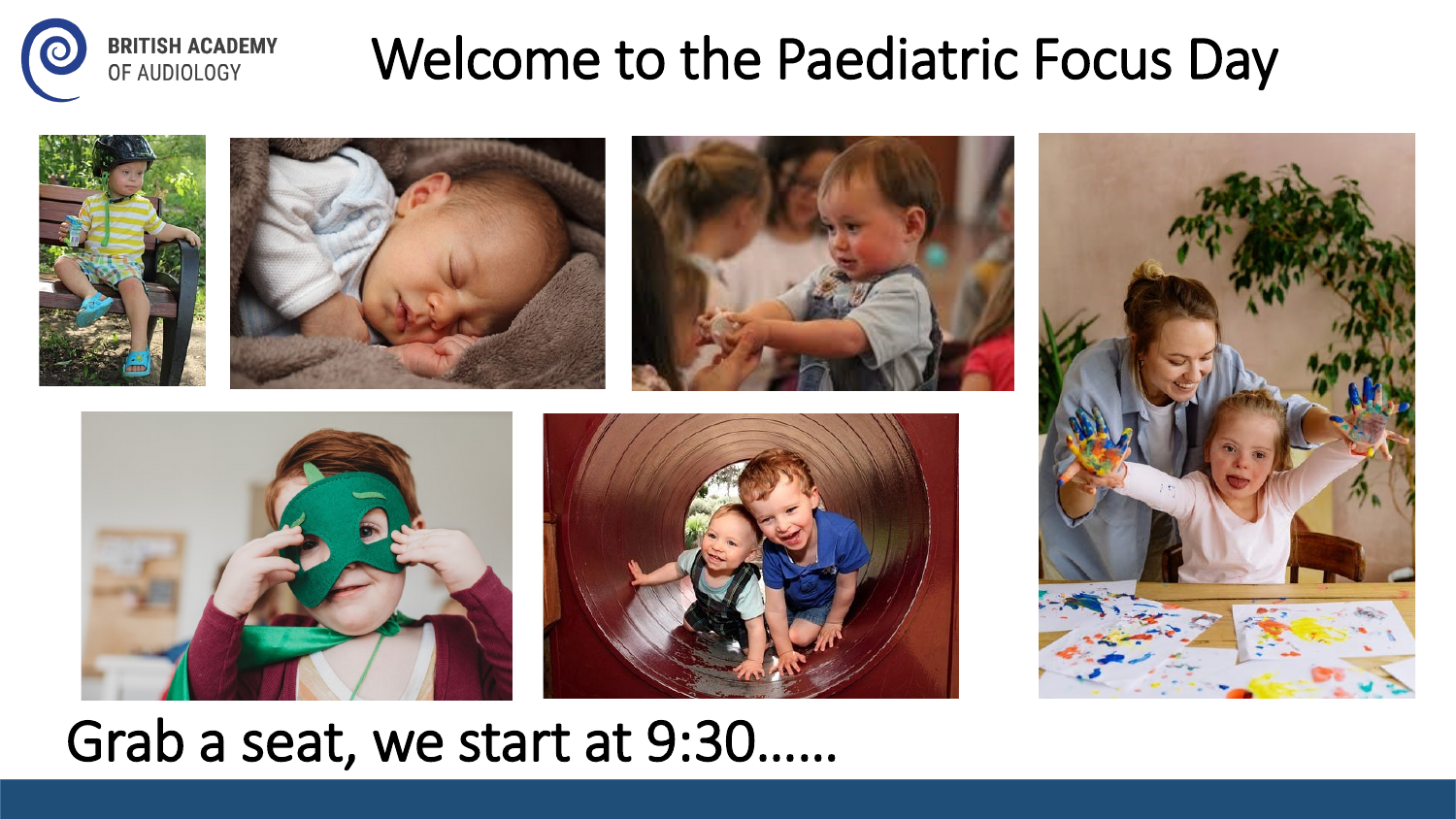BRITISH ACADEMY OF AUDIOLOGY

# Welcome to the Paediatric Focus Day

Grab a seat, we start at 9:30……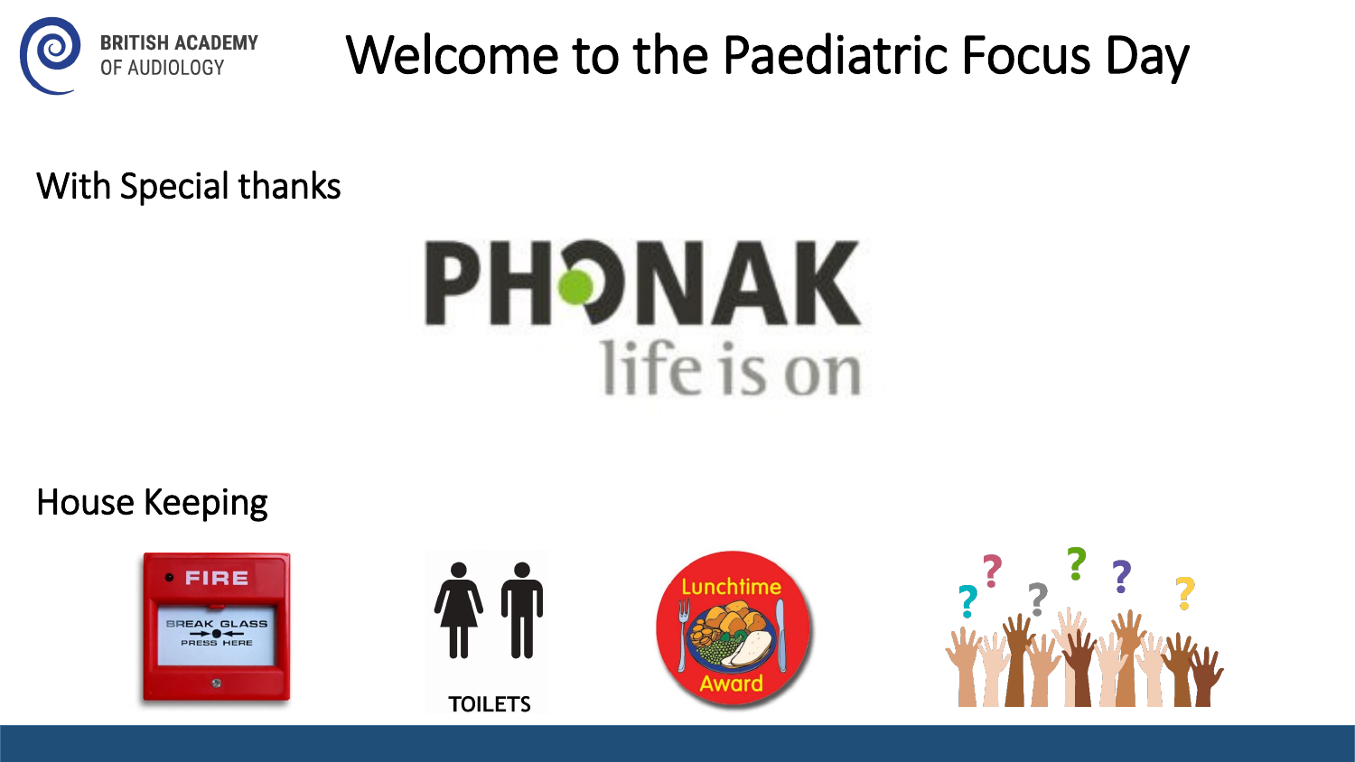BRITISH ACADEMY OF AUDIOLOGY

# Welcome to the Paediatric Focus Day

## With Special thanks

PHONAK

life is on

## House Keeping

FIRE

BREAK GLASS

PRESS HERE

TOILETS

Lunchtime Award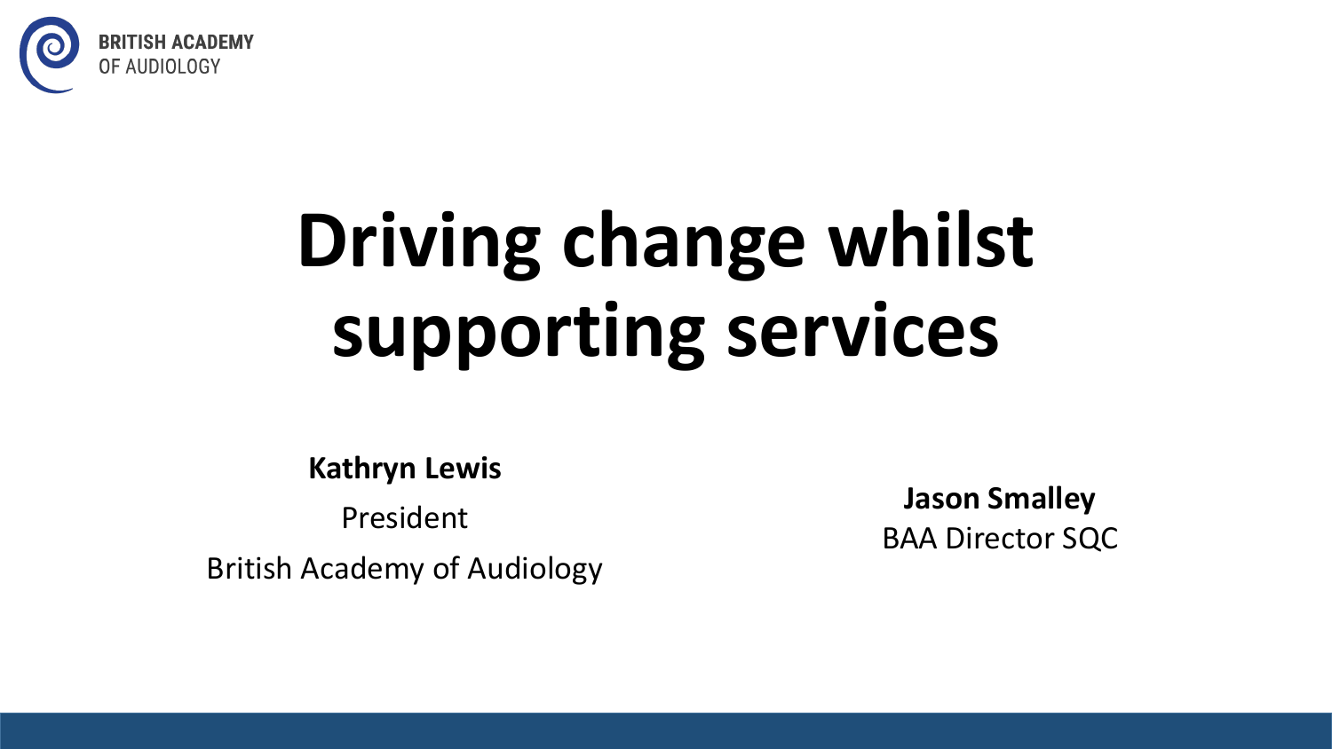BRITISH ACADEMY OF AUDIOLOGY

# Driving change whilst supporting services

**Kathryn Lewis**

President

British Academy of Audiology

**Jason Smalley**

BAA Director SQC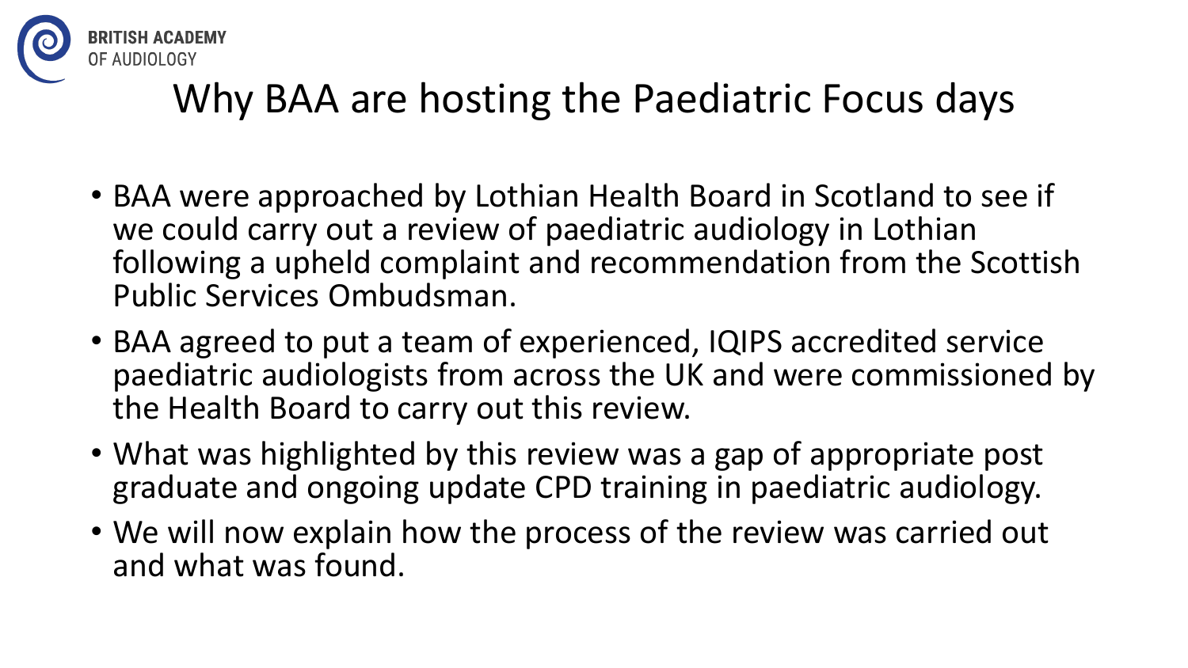# Why BAA are hosting the Paediatric Focus days

- BAA were approached by Lothian Health Board in Scotland to see if we could carry out a review of paediatric audiology in Lothian following a upheld complaint and recommendation from the Scottish Public Services Ombudsman.
- BAA agreed to put a team of experienced, IQIPS accredited service paediatric audiologists from across the UK and were commissioned by the Health Board to carry out this review.
- What was highlighted by this review was a gap of appropriate post graduate and ongoing update CPD training in paediatric audiology.
- We will now explain how the process of the review was carried out and what was found.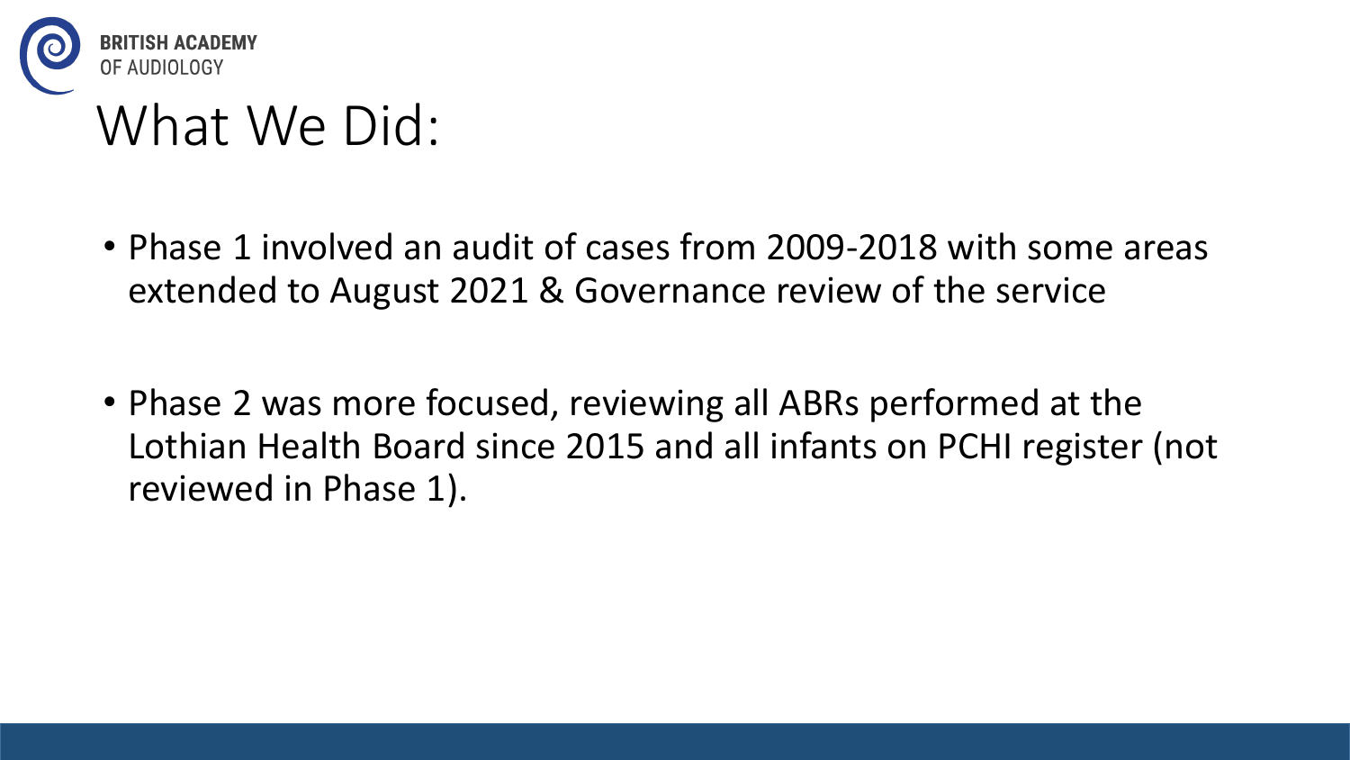# What We Did:

- Phase 1 involved an audit of cases from 2009-2018 with some areas extended to August 2021 & Governance review of the service

- Phase 2 was more focused, reviewing all ABRs performed at the Lothian Health Board since 2015 and all infants on PCHI register (not reviewed in Phase 1).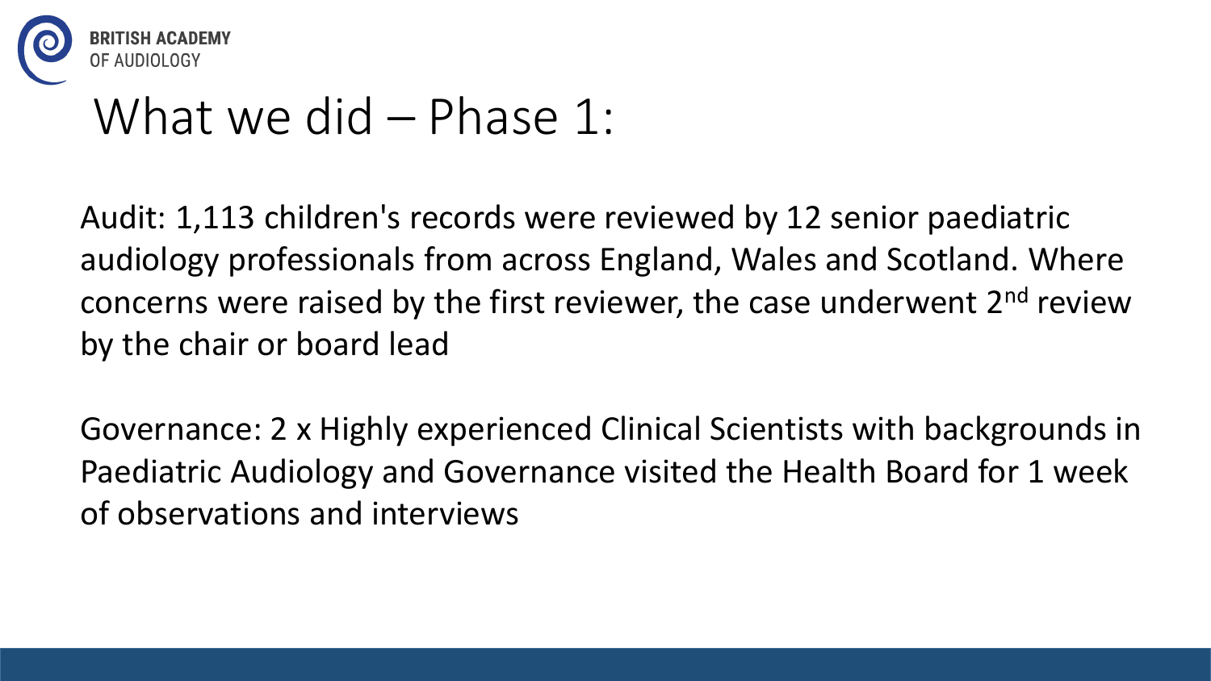# What we did – Phase 1:

Audit: 1,113 children's records were reviewed by 12 senior paediatric audiology professionals from across England, Wales and Scotland. Where concerns were raised by the first reviewer, the case underwent 2nd review by the chair or board lead

Governance: 2 x Highly experienced Clinical Scientists with backgrounds in Paediatric Audiology and Governance visited the Health Board for 1 week of observations and interviews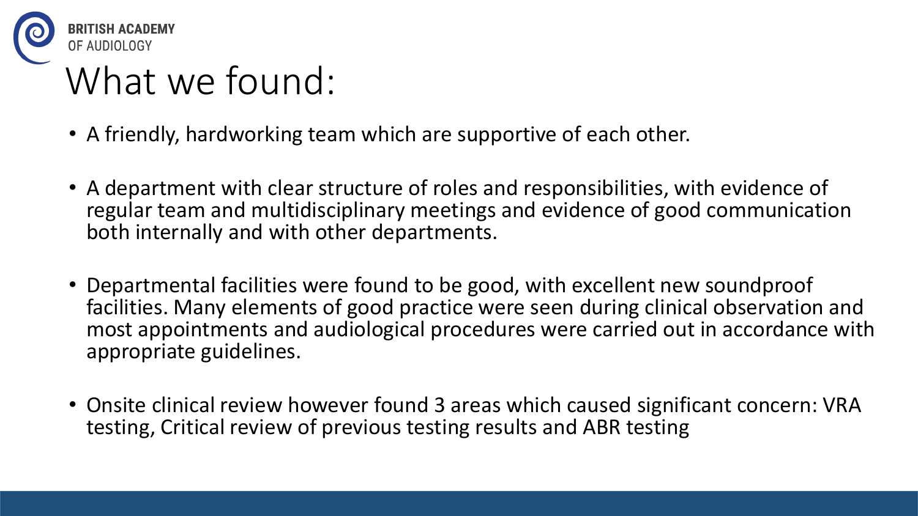# What we found:

- A friendly, hardworking team which are supportive of each other.

- A department with clear structure of roles and responsibilities, with evidence of regular team and multidisciplinary meetings and evidence of good communication both internally and with other departments.

- Departmental facilities were found to be good, with excellent new soundproof facilities. Many elements of good practice were seen during clinical observation and most appointments and audiological procedures were carried out in accordance with appropriate guidelines.

- Onsite clinical review however found 3 areas which caused significant concern: VRA testing, Critical review of previous testing results and ABR testing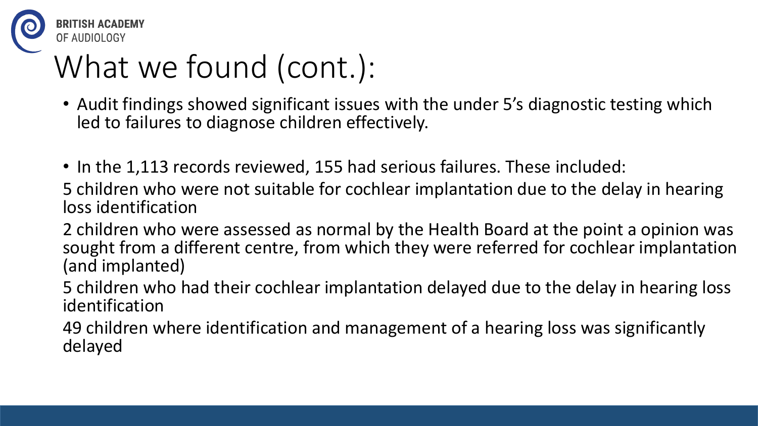# What we found (cont.):

- Audit findings showed significant issues with the under 5's diagnostic testing which led to failures to diagnose children effectively.

- In the 1,113 records reviewed, 155 had serious failures. These included:

5 children who were not suitable for cochlear implantation due to the delay in hearing loss identification

2 children who were assessed as normal by the Health Board at the point a opinion was sought from a different centre, from which they were referred for cochlear implantation (and implanted)

5 children who had their cochlear implantation delayed due to the delay in hearing loss identification

49 children where identification and management of a hearing loss was significantly delayed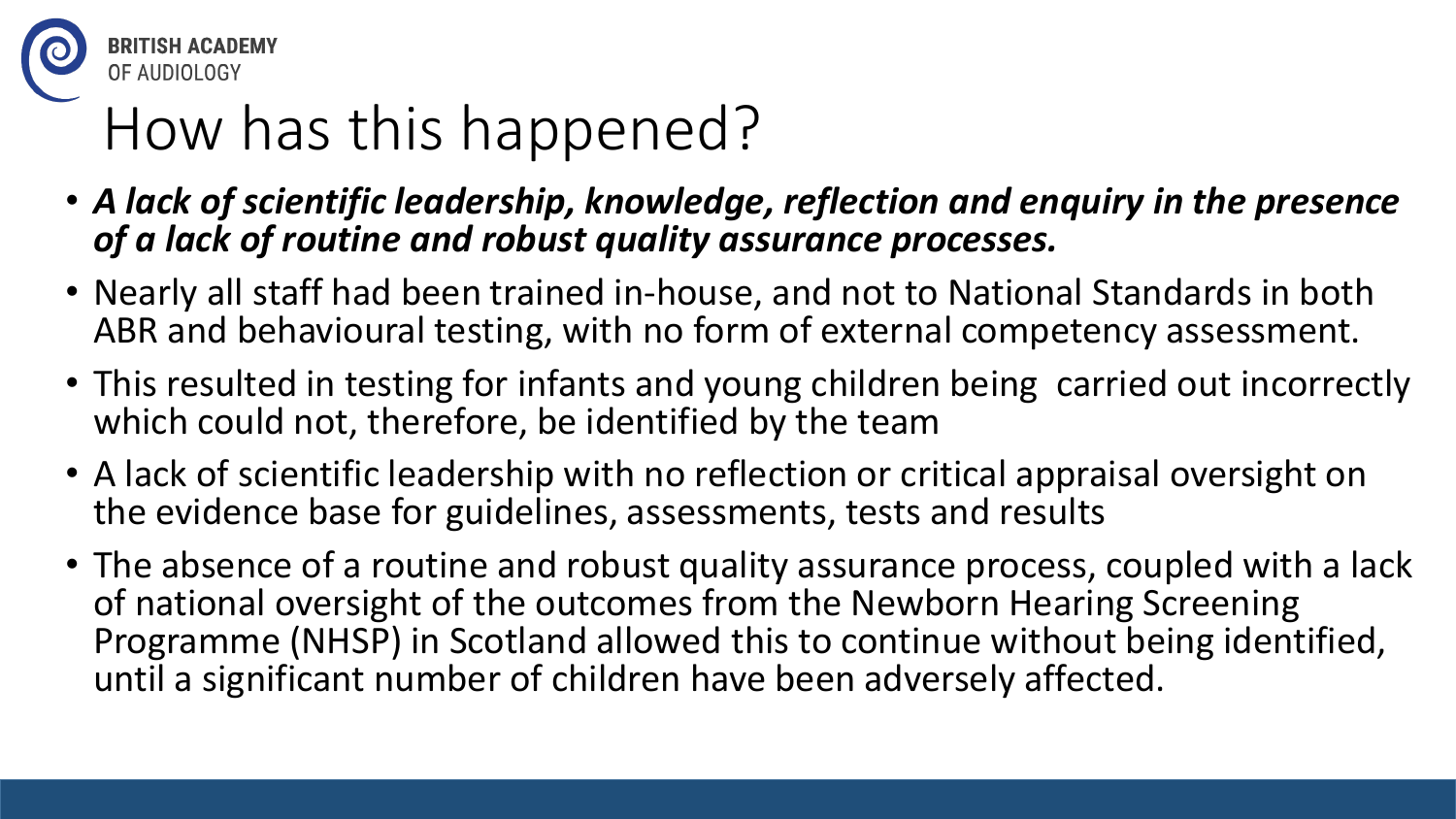# How has this happened?

- ***A lack of scientific leadership, knowledge, reflection and enquiry in the presence of a lack of routine and robust quality assurance processes.***
- Nearly all staff had been trained in-house, and not to National Standards in both ABR and behavioural testing, with no form of external competency assessment.
- This resulted in testing for infants and young children being carried out incorrectly which could not, therefore, be identified by the team
- A lack of scientific leadership with no reflection or critical appraisal oversight on the evidence base for guidelines, assessments, tests and results
- The absence of a routine and robust quality assurance process, coupled with a lack of national oversight of the outcomes from the Newborn Hearing Screening Programme (NHSP) in Scotland allowed this to continue without being identified, until a significant number of children have been adversely affected.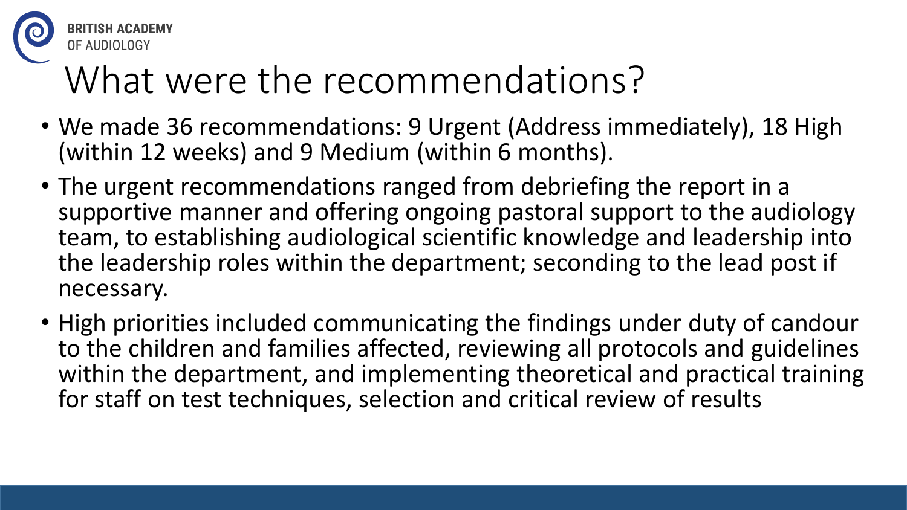# What were the recommendations?

- We made 36 recommendations: 9 Urgent (Address immediately), 18 High (within 12 weeks) and 9 Medium (within 6 months).
- The urgent recommendations ranged from debriefing the report in a supportive manner and offering ongoing pastoral support to the audiology team, to establishing audiological scientific knowledge and leadership into the leadership roles within the department; seconding to the lead post if necessary.
- High priorities included communicating the findings under duty of candour to the children and families affected, reviewing all protocols and guidelines within the department, and implementing theoretical and practical training for staff on test techniques, selection and critical review of results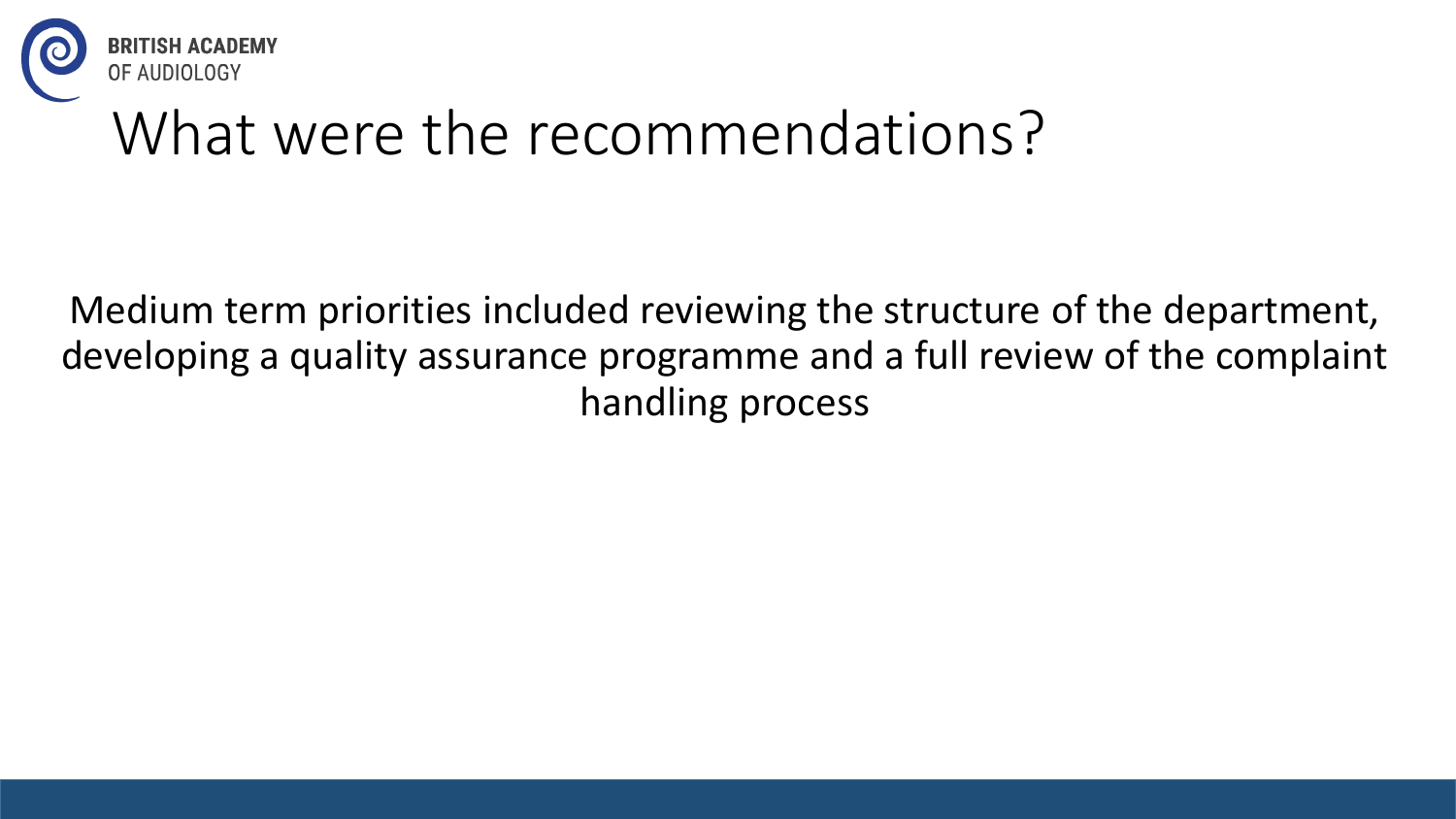# What were the recommendations?

Medium term priorities included reviewing the structure of the department, developing a quality assurance programme and a full review of the complaint handling process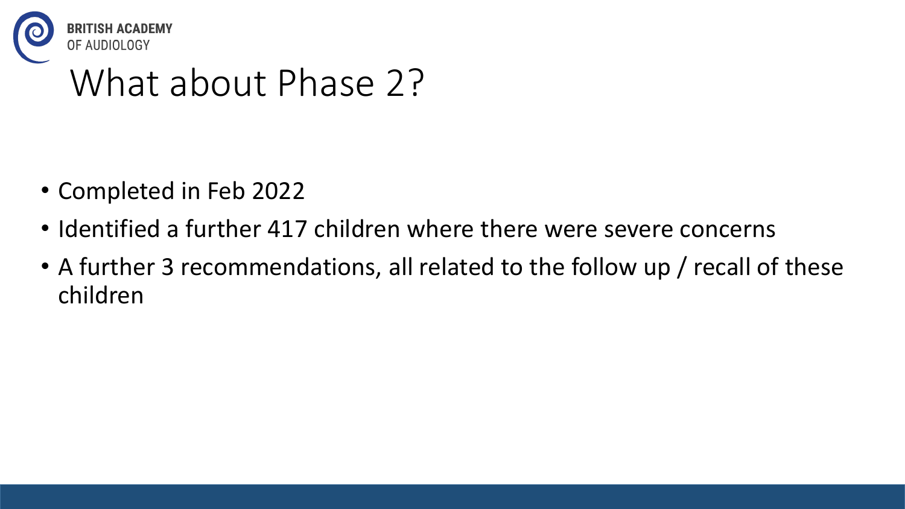# What about Phase 2?

- Completed in Feb 2022
- Identified a further 417 children where there were severe concerns
- A further 3 recommendations, all related to the follow up / recall of these children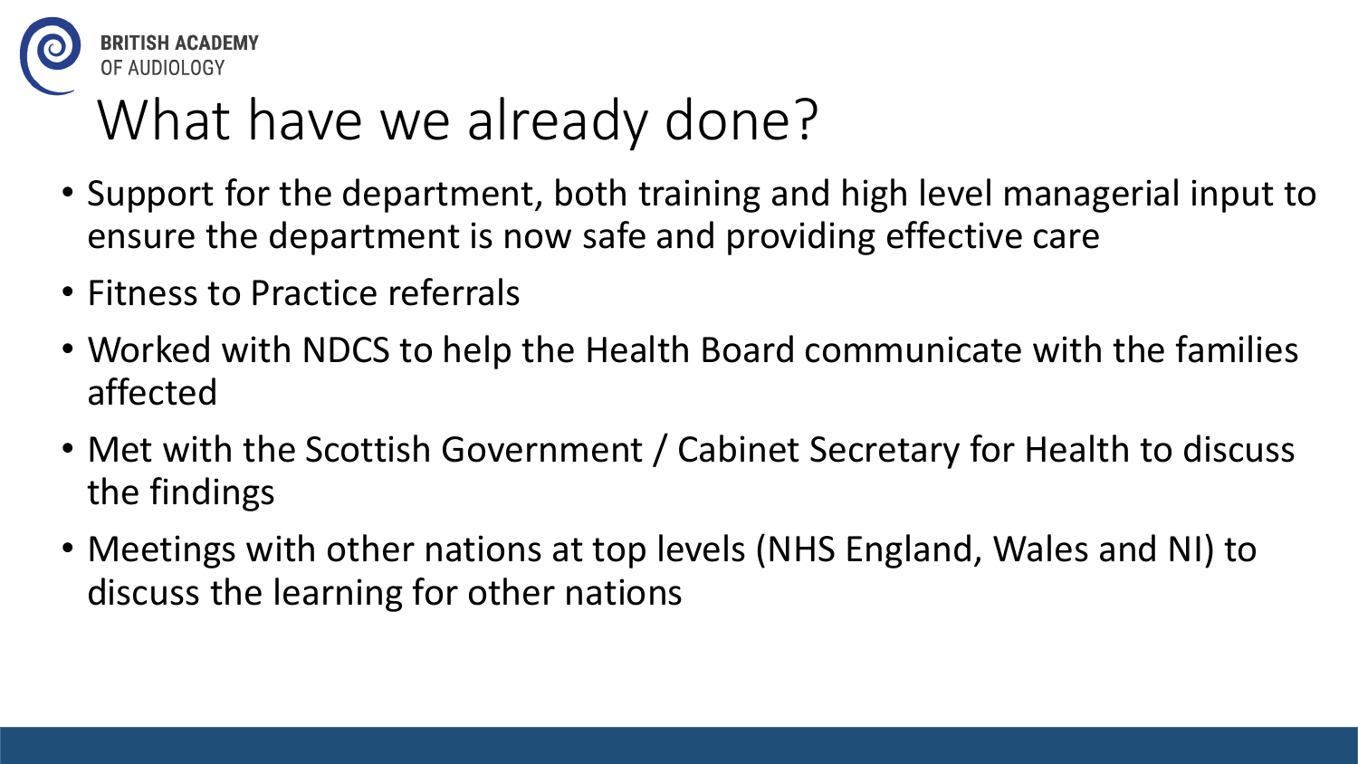# What have we already done?

- Support for the department, both training and high level managerial input to ensure the department is now safe and providing effective care
- Fitness to Practice referrals
- Worked with NDCS to help the Health Board communicate with the families affected
- Met with the Scottish Government / Cabinet Secretary for Health to discuss the findings
- Meetings with other nations at top levels (NHS England, Wales and NI) to discuss the learning for other nations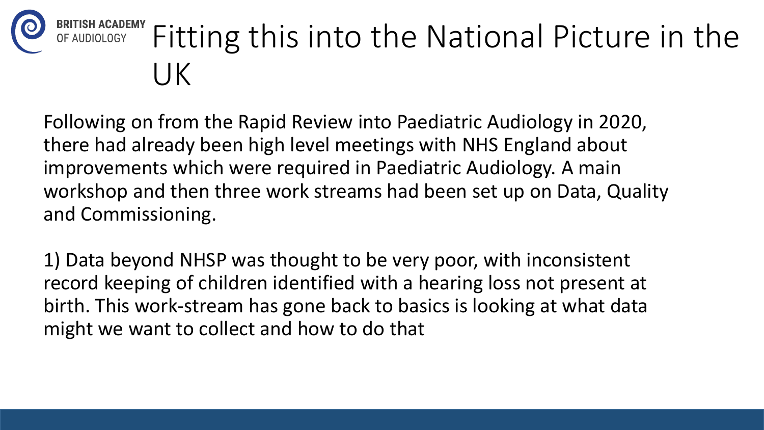# Fitting this into the National Picture in the UK

Following on from the Rapid Review into Paediatric Audiology in 2020, there had already been high level meetings with NHS England about improvements which were required in Paediatric Audiology. A main workshop and then three work streams had been set up on Data, Quality and Commissioning.

1) Data beyond NHSP was thought to be very poor, with inconsistent record keeping of children identified with a hearing loss not present at birth. This work-stream has gone back to basics is looking at what data might we want to collect and how to do that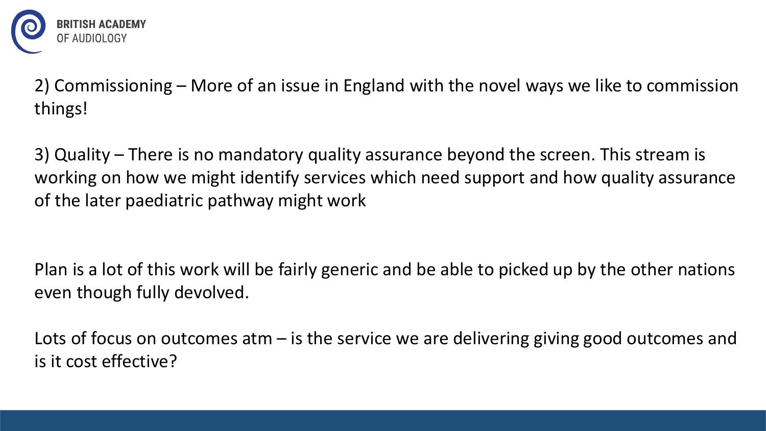2) Commissioning – More of an issue in England with the novel ways we like to commission things!

3) Quality – There is no mandatory quality assurance beyond the screen. This stream is working on how we might identify services which need support and how quality assurance of the later paediatric pathway might work

Plan is a lot of this work will be fairly generic and be able to picked up by the other nations even though fully devolved.

Lots of focus on outcomes atm – is the service we are delivering giving good outcomes and is it cost effective?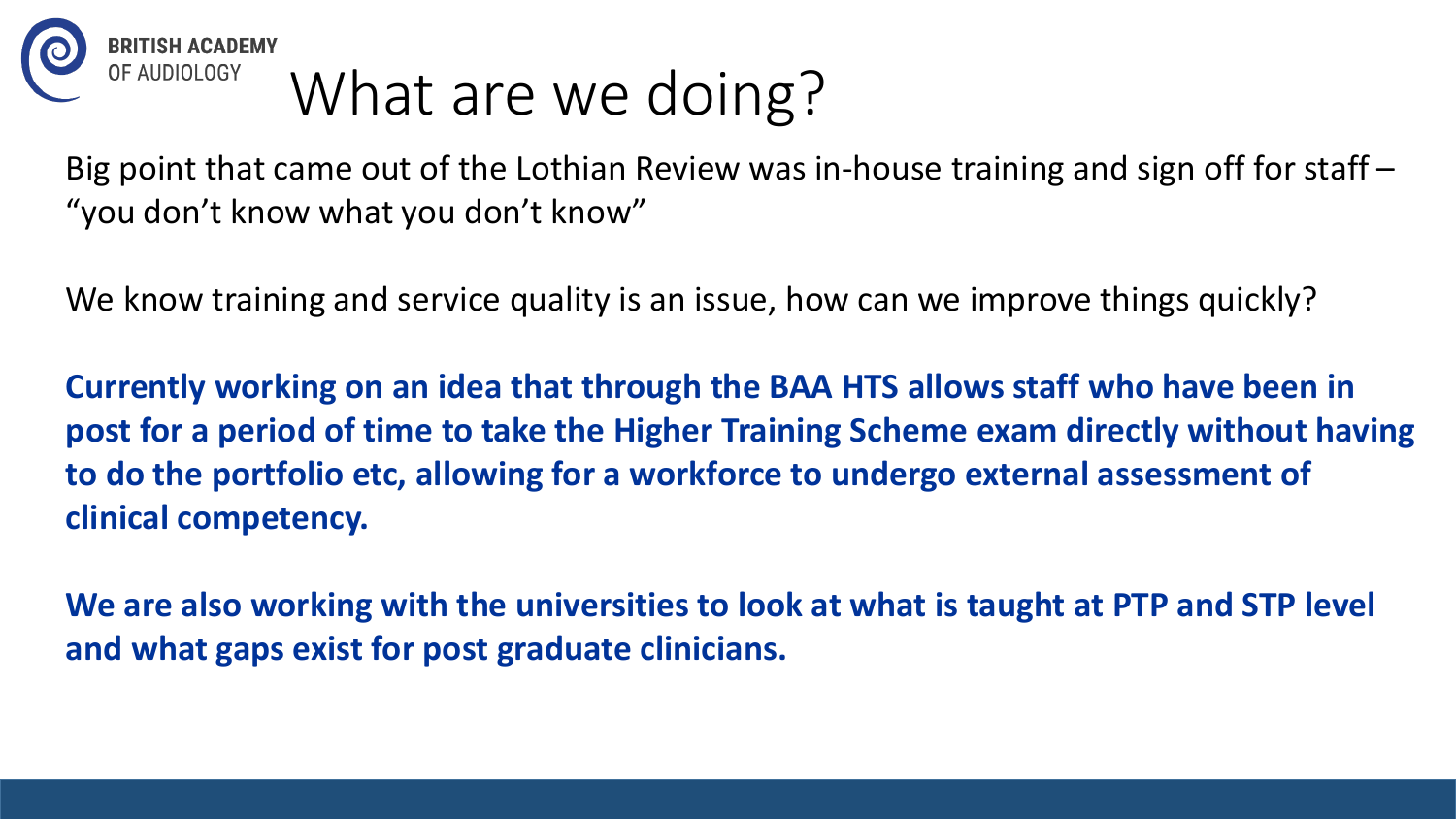# What are we doing?

Big point that came out of the Lothian Review was in-house training and sign off for staff – "you don't know what you don't know"

We know training and service quality is an issue, how can we improve things quickly?

**Currently working on an idea that through the BAA HTS allows staff who have been in post for a period of time to take the Higher Training Scheme exam directly without having to do the portfolio etc, allowing for a workforce to undergo external assessment of clinical competency.**

**We are also working with the universities to look at what is taught at PTP and STP level and what gaps exist for post graduate clinicians.**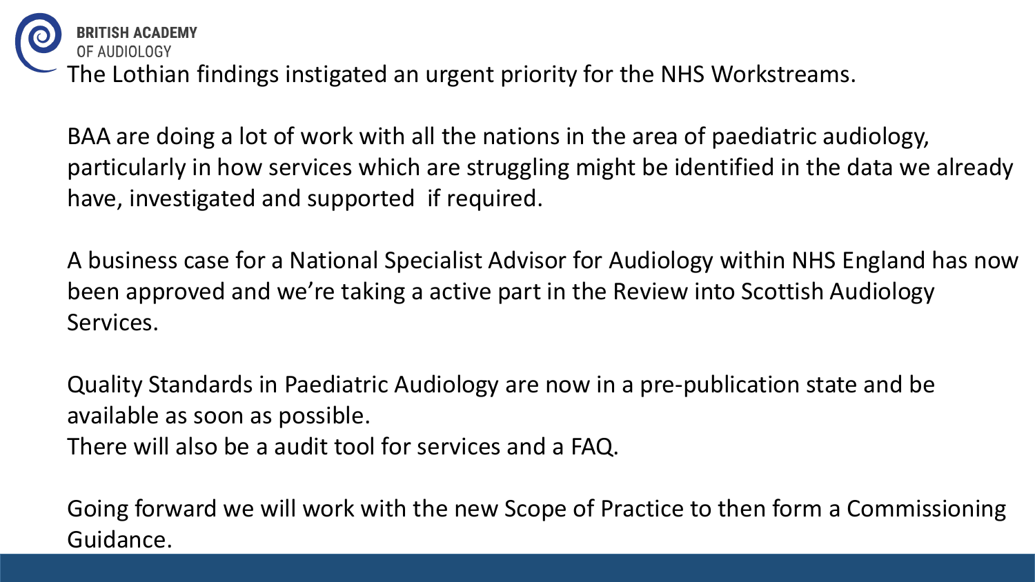The Lothian findings instigated an urgent priority for the NHS Workstreams.

BAA are doing a lot of work with all the nations in the area of paediatric audiology, particularly in how services which are struggling might be identified in the data we already have, investigated and supported  if required.

A business case for a National Specialist Advisor for Audiology within NHS England has now been approved and we're taking a active part in the Review into Scottish Audiology Services.

Quality Standards in Paediatric Audiology are now in a pre-publication state and be available as soon as possible.
There will also be a audit tool for services and a FAQ.

Going forward we will work with the new Scope of Practice to then form a Commissioning Guidance.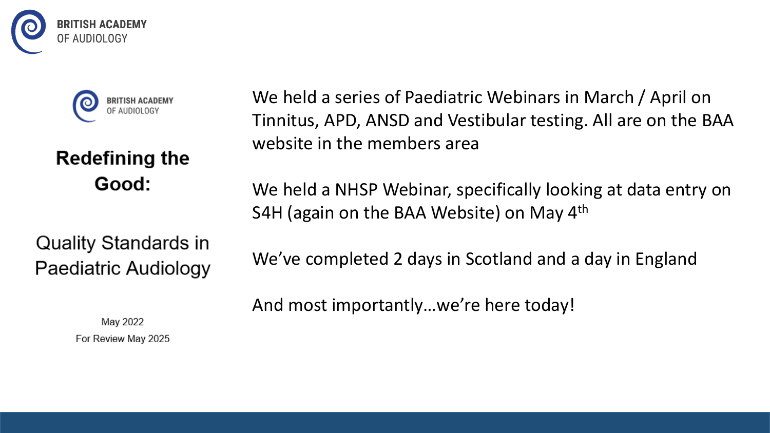BRITISH ACADEMY OF AUDIOLOGY

**Redefining the Good:**

Quality Standards in Paediatric Audiology

May 2022

For Review May 2025

We held a series of Paediatric Webinars in March / April on Tinnitus, APD, ANSD and Vestibular testing. All are on the BAA website in the members area

We held a NHSP Webinar, specifically looking at data entry on S4H (again on the BAA Website) on May 4th

We've completed 2 days in Scotland and a day in England

And most importantly…we're here today!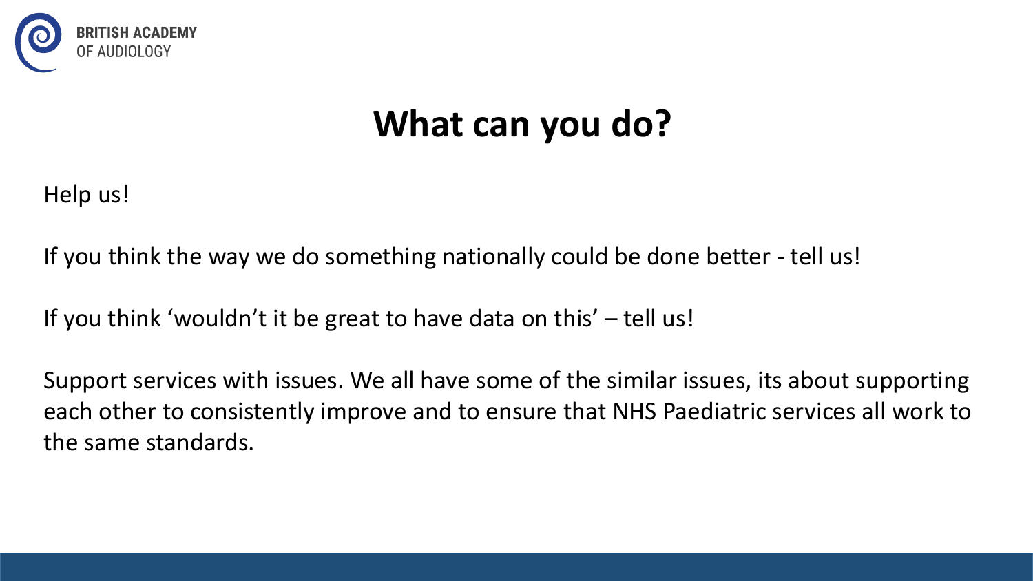# What can you do?

Help us!

If you think the way we do something nationally could be done better - tell us!

If you think 'wouldn't it be great to have data on this' – tell us!

Support services with issues. We all have some of the similar issues, its about supporting each other to consistently improve and to ensure that NHS Paediatric services all work to the same standards.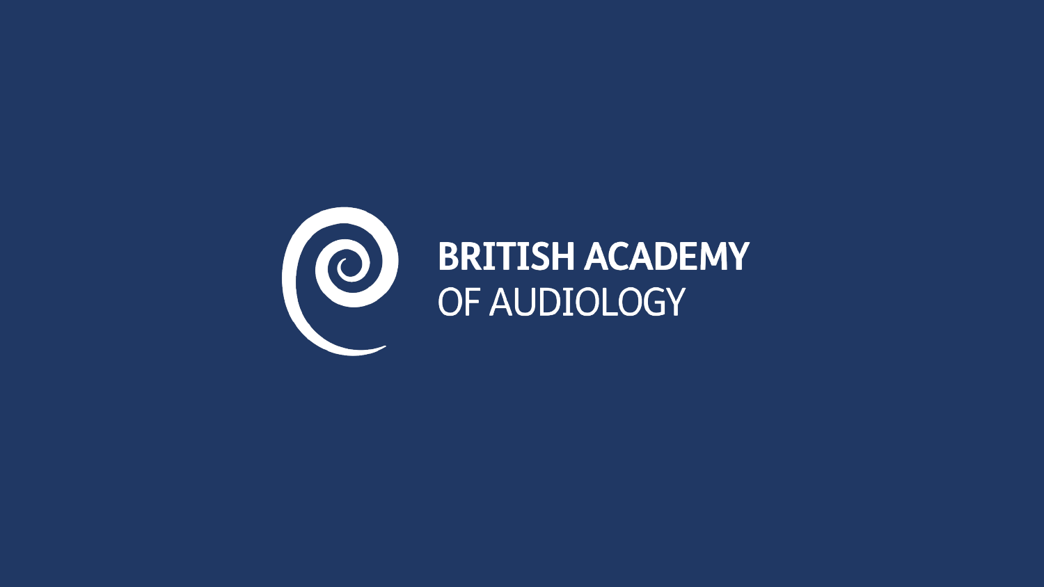BRITISH ACADEMY

OF AUDIOLOGY